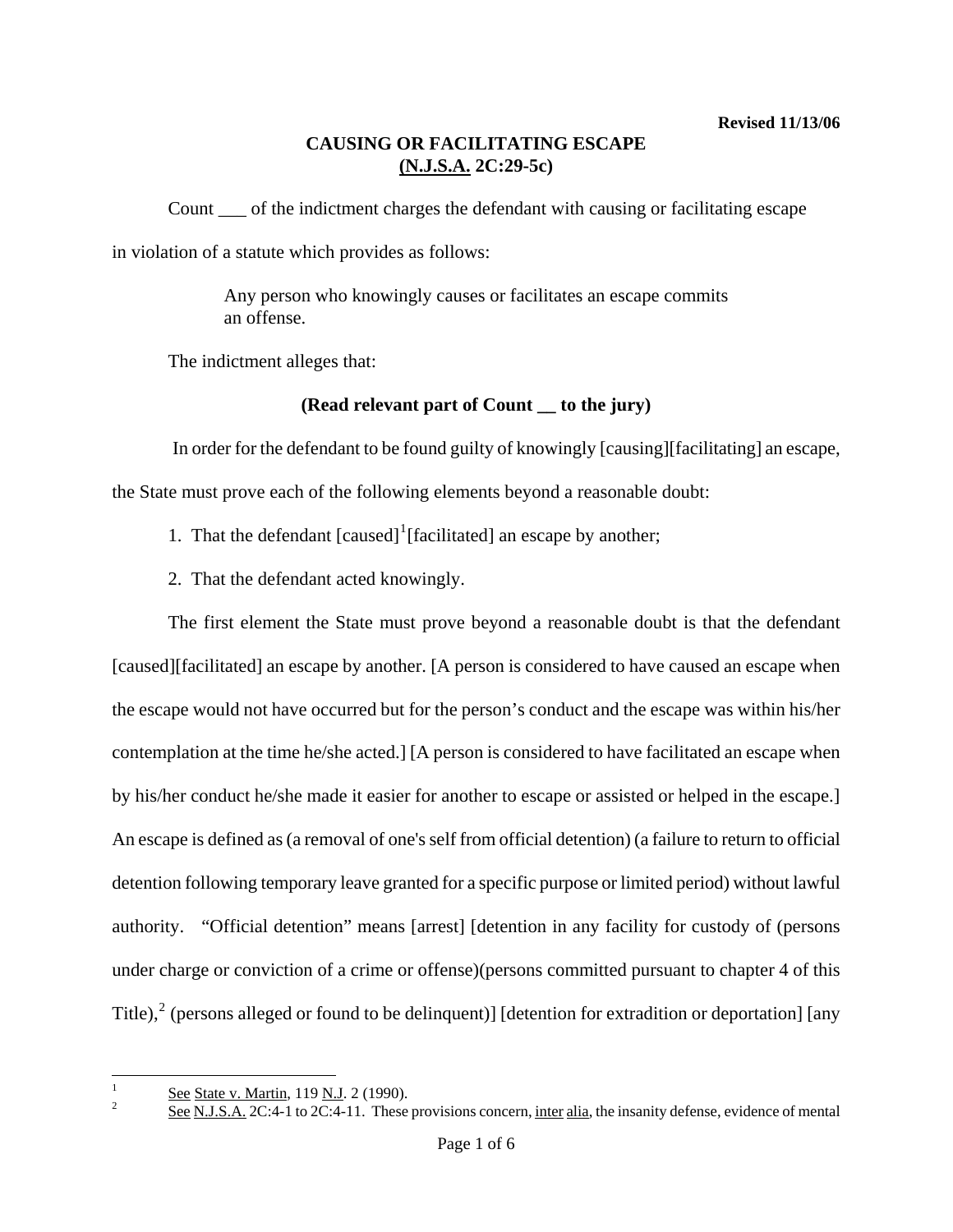**Revised 11/13/06**

# CAUSING OR FACILITATING ESCAPE
## (N.J.S.A. 2C:29-5c)

Count ___ of the indictment charges the defendant with causing or facilitating escape in violation of a statute which provides as follows:

> Any person who knowingly causes or facilitates an escape commits an offense.

The indictment alleges that:

**(Read relevant part of Count __ to the jury)**

In order for the defendant to be found guilty of knowingly [causing][facilitating] an escape, the State must prove each of the following elements beyond a reasonable doubt:

1. That the defendant [caused][1][facilitated] an escape by another;

2. That the defendant acted knowingly.

The first element the State must prove beyond a reasonable doubt is that the defendant [caused][facilitated] an escape by another. [A person is considered to have caused an escape when the escape would not have occurred but for the person's conduct and the escape was within his/her contemplation at the time he/she acted.] [A person is considered to have facilitated an escape when by his/her conduct he/she made it easier for another to escape or assisted or helped in the escape.] An escape is defined as (a removal of one's self from official detention) (a failure to return to official detention following temporary leave granted for a specific purpose or limited period) without lawful authority. "Official detention" means [arrest] [detention in any facility for custody of (persons under charge or conviction of a crime or offense)(persons committed pursuant to chapter 4 of this Title),[2] (persons alleged or found to be delinquent)] [detention for extradition or deportation] [any

---

[1] See State v. Martin, 119 N.J. 2 (1990).

[2] See N.J.S.A. 2C:4-1 to 2C:4-11. These provisions concern, inter alia, the insanity defense, evidence of mental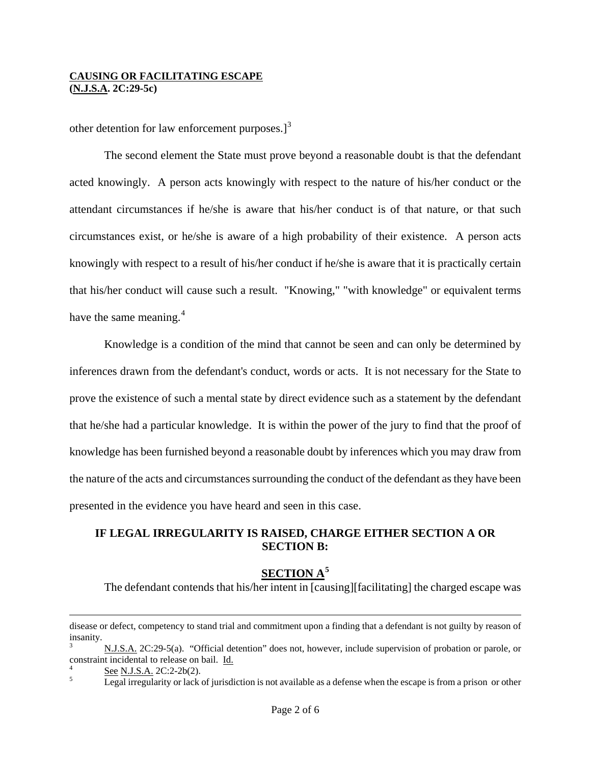other detention for law enforcement purposes.][3]

The second element the State must prove beyond a reasonable doubt is that the defendant acted knowingly. A person acts knowingly with respect to the nature of his/her conduct or the attendant circumstances if he/she is aware that his/her conduct is of that nature, or that such circumstances exist, or he/she is aware of a high probability of their existence. A person acts knowingly with respect to a result of his/her conduct if he/she is aware that it is practically certain that his/her conduct will cause such a result. "Knowing," "with knowledge" or equivalent terms have the same meaning.[4]

Knowledge is a condition of the mind that cannot be seen and can only be determined by inferences drawn from the defendant's conduct, words or acts. It is not necessary for the State to prove the existence of such a mental state by direct evidence such as a statement by the defendant that he/she had a particular knowledge. It is within the power of the jury to find that the proof of knowledge has been furnished beyond a reasonable doubt by inferences which you may draw from the nature of the acts and circumstances surrounding the conduct of the defendant as they have been presented in the evidence you have heard and seen in this case.

**IF LEGAL IRREGULARITY IS RAISED, CHARGE EITHER SECTION A OR SECTION B:**

**SECTION A[5]**

The defendant contends that his/her intent in [causing][facilitating] the charged escape was

---

disease or defect, competency to stand trial and commitment upon a finding that a defendant is not guilty by reason of insanity.

[3] N.J.S.A. 2C:29-5(a). "Official detention" does not, however, include supervision of probation or parole, or constraint incidental to release on bail. Id.

[4] See N.J.S.A. 2C:2-2b(2).

[5] Legal irregularity or lack of jurisdiction is not available as a defense when the escape is from a prison or other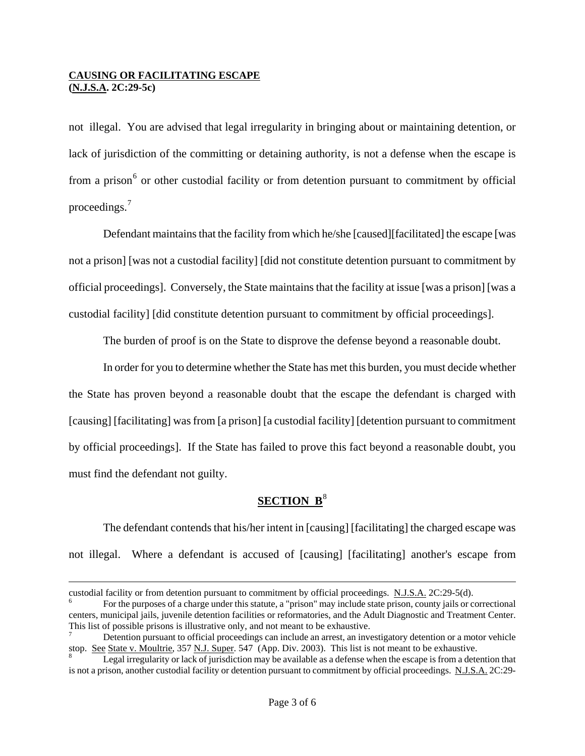not illegal. You are advised that legal irregularity in bringing about or maintaining detention, or lack of jurisdiction of the committing or detaining authority, is not a defense when the escape is from a prison[6] or other custodial facility or from detention pursuant to commitment by official proceedings.[7]

Defendant maintains that the facility from which he/she [caused][facilitated] the escape [was not a prison] [was not a custodial facility] [did not constitute detention pursuant to commitment by official proceedings]. Conversely, the State maintains that the facility at issue [was a prison] [was a custodial facility] [did constitute detention pursuant to commitment by official proceedings].

The burden of proof is on the State to disprove the defense beyond a reasonable doubt.

In order for you to determine whether the State has met this burden, you must decide whether the State has proven beyond a reasonable doubt that the escape the defendant is charged with [causing] [facilitating] was from [a prison] [a custodial facility] [detention pursuant to commitment by official proceedings]. If the State has failed to prove this fact beyond a reasonable doubt, you must find the defendant not guilty.

## SECTION B[8]

The defendant contends that his/her intent in [causing] [facilitating] the charged escape was not illegal. Where a defendant is accused of [causing] [facilitating] another's escape from

---

custodial facility or from detention pursuant to commitment by official proceedings. N.J.S.A. 2C:29-5(d).

[6] For the purposes of a charge under this statute, a "prison" may include state prison, county jails or correctional centers, municipal jails, juvenile detention facilities or reformatories, and the Adult Diagnostic and Treatment Center. This list of possible prisons is illustrative only, and not meant to be exhaustive.

[7] Detention pursuant to official proceedings can include an arrest, an investigatory detention or a motor vehicle stop. See State v. Moultrie, 357 N.J. Super. 547 (App. Div. 2003). This list is not meant to be exhaustive.

[8] Legal irregularity or lack of jurisdiction may be available as a defense when the escape is from a detention that is not a prison, another custodial facility or detention pursuant to commitment by official proceedings. N.J.S.A. 2C:29-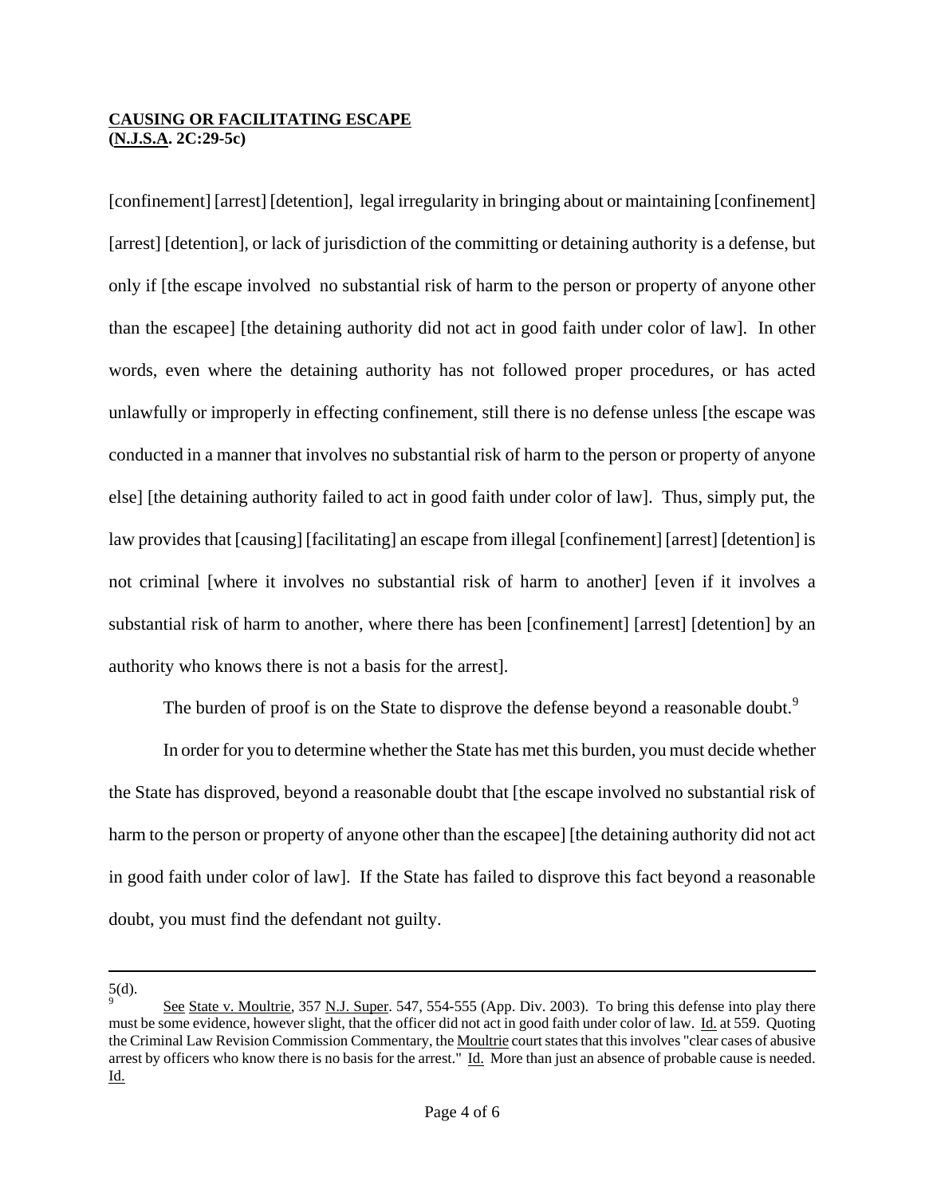**CAUSING OR FACILITATING ESCAPE**
**(N.J.S.A. 2C:29-5c)**

[confinement] [arrest] [detention], legal irregularity in bringing about or maintaining [confinement] [arrest] [detention], or lack of jurisdiction of the committing or detaining authority is a defense, but only if [the escape involved no substantial risk of harm to the person or property of anyone other than the escapee] [the detaining authority did not act in good faith under color of law]. In other words, even where the detaining authority has not followed proper procedures, or has acted unlawfully or improperly in effecting confinement, still there is no defense unless [the escape was conducted in a manner that involves no substantial risk of harm to the person or property of anyone else] [the detaining authority failed to act in good faith under color of law]. Thus, simply put, the law provides that [causing] [facilitating] an escape from illegal [confinement] [arrest] [detention] is not criminal [where it involves no substantial risk of harm to another] [even if it involves a substantial risk of harm to another, where there has been [confinement] [arrest] [detention] by an authority who knows there is not a basis for the arrest].

The burden of proof is on the State to disprove the defense beyond a reasonable doubt.[9]

In order for you to determine whether the State has met this burden, you must decide whether the State has disproved, beyond a reasonable doubt that [the escape involved no substantial risk of harm to the person or property of anyone other than the escapee] [the detaining authority did not act in good faith under color of law]. If the State has failed to disprove this fact beyond a reasonable doubt, you must find the defendant not guilty.

---

5(d).

[9] See State v. Moultrie, 357 N.J. Super. 547, 554-555 (App. Div. 2003). To bring this defense into play there must be some evidence, however slight, that the officer did not act in good faith under color of law. Id. at 559. Quoting the Criminal Law Revision Commission Commentary, the Moultrie court states that this involves "clear cases of abusive arrest by officers who know there is no basis for the arrest." Id. More than just an absence of probable cause is needed. Id.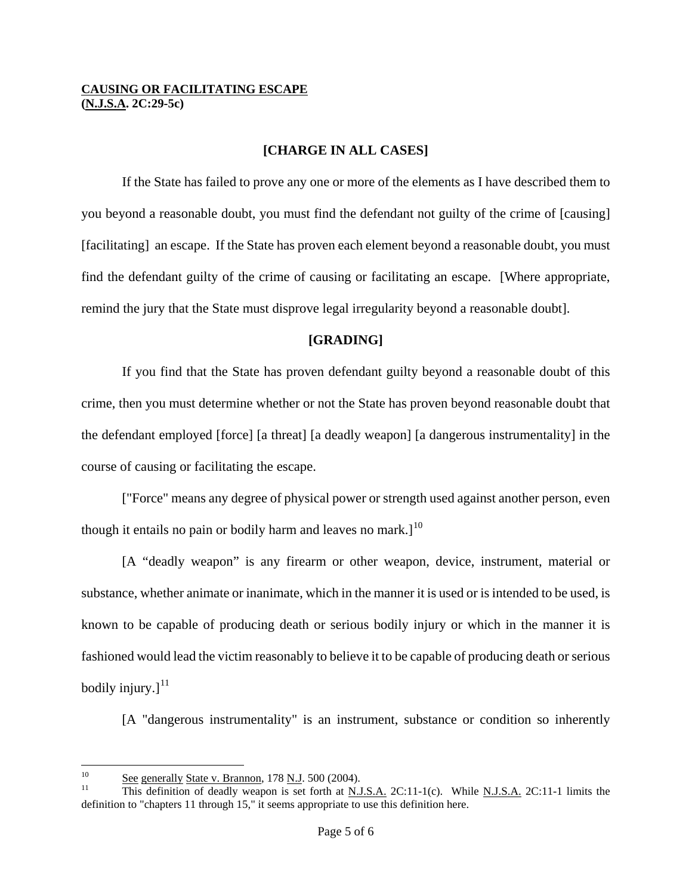**CAUSING OR FACILITATING ESCAPE**
**(N.J.S.A. 2C:29-5c)**

### [CHARGE IN ALL CASES]

If the State has failed to prove any one or more of the elements as I have described them to you beyond a reasonable doubt, you must find the defendant not guilty of the crime of [causing] [facilitating] an escape. If the State has proven each element beyond a reasonable doubt, you must find the defendant guilty of the crime of causing or facilitating an escape. [Where appropriate, remind the jury that the State must disprove legal irregularity beyond a reasonable doubt].

### [GRADING]

If you find that the State has proven defendant guilty beyond a reasonable doubt of this crime, then you must determine whether or not the State has proven beyond reasonable doubt that the defendant employed [force] [a threat] [a deadly weapon] [a dangerous instrumentality] in the course of causing or facilitating the escape.

["Force" means any degree of physical power or strength used against another person, even though it entails no pain or bodily harm and leaves no mark.][10]

[A "deadly weapon" is any firearm or other weapon, device, instrument, material or substance, whether animate or inanimate, which in the manner it is used or is intended to be used, is known to be capable of producing death or serious bodily injury or which in the manner it is fashioned would lead the victim reasonably to believe it to be capable of producing death or serious bodily injury.][11]

[A "dangerous instrumentality" is an instrument, substance or condition so inherently

---

[10] See generally State v. Brannon, 178 N.J. 500 (2004).

[11] This definition of deadly weapon is set forth at N.J.S.A. 2C:11-1(c). While N.J.S.A. 2C:11-1 limits the definition to "chapters 11 through 15," it seems appropriate to use this definition here.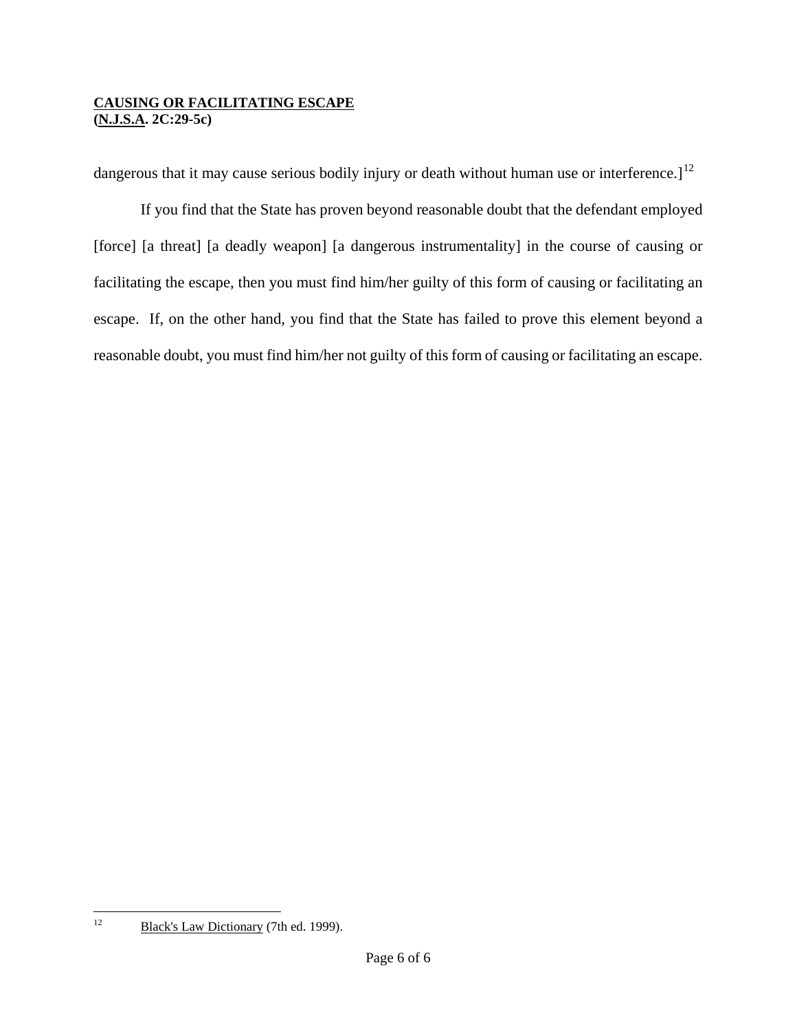dangerous that it may cause serious bodily injury or death without human use or interference.][12]

If you find that the State has proven beyond reasonable doubt that the defendant employed [force] [a threat] [a deadly weapon] [a dangerous instrumentality] in the course of causing or facilitating the escape, then you must find him/her guilty of this form of causing or facilitating an escape. If, on the other hand, you find that the State has failed to prove this element beyond a reasonable doubt, you must find him/her not guilty of this form of causing or facilitating an escape.

---

[12] Black's Law Dictionary (7th ed. 1999).